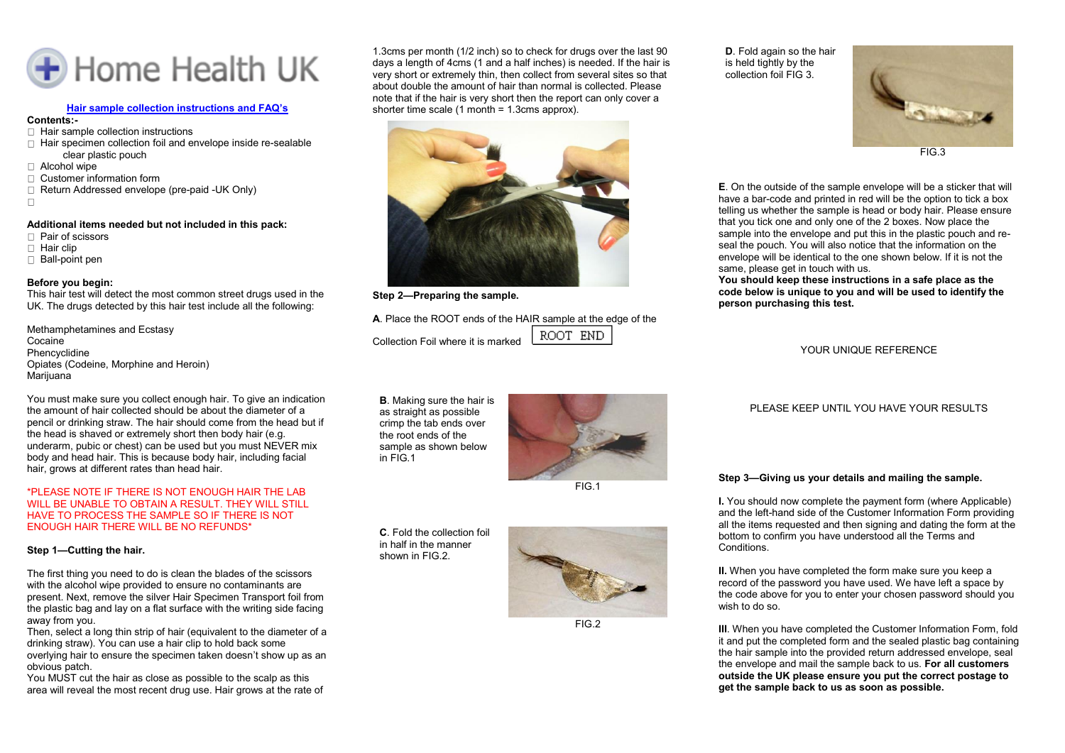Home Health UK

## Hair sample collection instructions and FAQ's

**Contents:-**

- Hair sample collection instructions
- Hair specimen collection foil and envelope inside re-sealable clear plastic pouch
- Alcohol wipe
- Customer information form
- Return Addressed envelope (pre-paid -UK Only)

**Additional items needed but not included in this pack:**

- Pair of scissors
- Hair clip
- Ball-point pen

**Before you begin:**

This hair test will detect the most common street drugs used in the UK. The drugs detected by this hair test include all the following:

Methamphetamines and Ecstasy
Cocaine
Phencyclidine
Opiates (Codeine, Morphine and Heroin)
Marijuana

You must make sure you collect enough hair. To give an indication the amount of hair collected should be about the diameter of a pencil or drinking straw. The hair should come from the head but if the head is shaved or extremely short then body hair (e.g. underarm, pubic or chest) can be used but you must NEVER mix body and head hair. This is because body hair, including facial hair, grows at different rates than head hair.

*PLEASE NOTE IF THERE IS NOT ENOUGH HAIR THE LAB WILL BE UNABLE TO OBTAIN A RESULT. THEY WILL STILL HAVE TO PROCESS THE SAMPLE SO IF THERE IS NOT ENOUGH HAIR THERE WILL BE NO REFUNDS*

**Step 1—Cutting the hair.**

The first thing you need to do is clean the blades of the scissors with the alcohol wipe provided to ensure no contaminants are present. Next, remove the silver Hair Specimen Transport foil from the plastic bag and lay on a flat surface with the writing side facing away from you.

Then, select a long thin strip of hair (equivalent to the diameter of a drinking straw). You can use a hair clip to hold back some overlying hair to ensure the specimen taken doesn't show up as an obvious patch.

You MUST cut the hair as close as possible to the scalp as this area will reveal the most recent drug use. Hair grows at the rate of 1.3cms per month (1/2 inch) so to check for drugs over the last 90 days a length of 4cms (1 and a half inches) is needed. If the hair is very short or extremely thin, then collect from several sites so that about double the amount of hair than normal is collected. Please note that if the hair is very short then the report can only cover a shorter time scale (1 month = 1.3cms approx).

**Step 2—Preparing the sample.**

**A**. Place the ROOT ends of the HAIR sample at the edge of the Collection Foil where it is marked ROOT END

**B**. Making sure the hair is as straight as possible crimp the tab ends over the root ends of the sample as shown below in FIG.1

FIG.1

**C**. Fold the collection foil in half in the manner shown in FIG.2.

FIG.2

**D**. Fold again so the hair is held tightly by the collection foil FIG 3.

FIG.3

**E**. On the outside of the sample envelope will be a sticker that will have a bar-code and printed in red will be the option to tick a box telling us whether the sample is head or body hair. Please ensure that you tick one and only one of the 2 boxes. Now place the sample into the envelope and put this in the plastic pouch and re-seal the pouch. You will also notice that the information on the envelope will be identical to the one shown below. If it is not the same, please get in touch with us.

**You should keep these instructions in a safe place as the code below is unique to you and will be used to identify the person purchasing this test.**

YOUR UNIQUE REFERENCE

PLEASE KEEP UNTIL YOU HAVE YOUR RESULTS

**Step 3—Giving us your details and mailing the sample.**

**I.** You should now complete the payment form (where Applicable) and the left-hand side of the Customer Information Form providing all the items requested and then signing and dating the form at the bottom to confirm you have understood all the Terms and Conditions.

**II.** When you have completed the form make sure you keep a record of the password you have used. We have left a space by the code above for you to enter your chosen password should you wish to do so.

**III**. When you have completed the Customer Information Form, fold it and put the completed form and the sealed plastic bag containing the hair sample into the provided return addressed envelope, seal the envelope and mail the sample back to us. **For all customers outside the UK please ensure you put the correct postage to get the sample back to us as soon as possible.**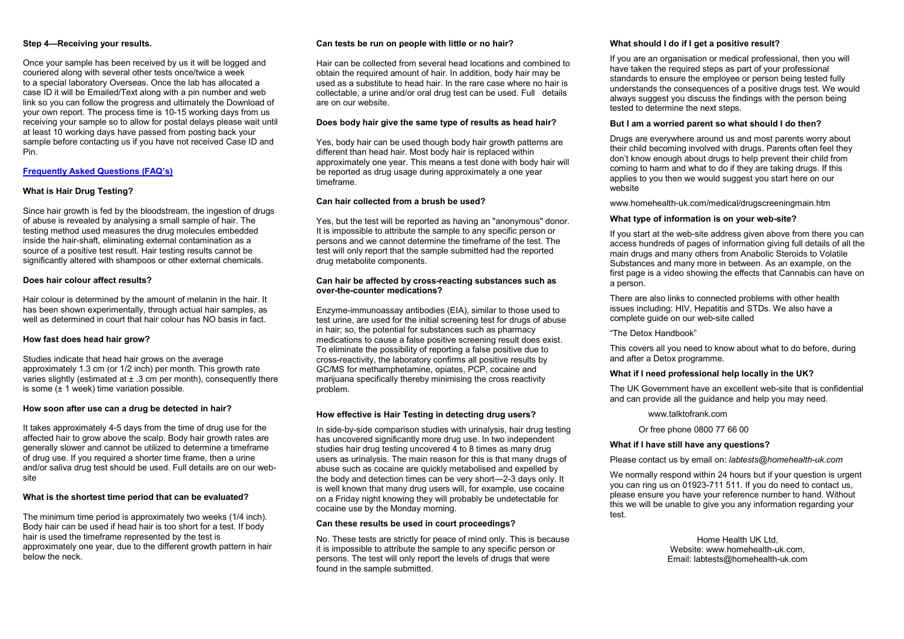**Step 4—Receiving your results.**

Once your sample has been received by us it will be logged and couriered along with several other tests once/twice a week to a special laboratory Overseas. Once the lab has allocated a case ID it will be Emailed/Text along with a pin number and web link so you can follow the progress and ultimately the Download of your own report. The process time is 10-15 working days from us receiving your sample so to allow for postal delays please wait until at least 10 working days have passed from posting back your sample before contacting us if you have not received Case ID and Pin.

## Frequently Asked Questions (FAQ's)

**What is Hair Drug Testing?**

Since hair growth is fed by the bloodstream, the ingestion of drugs of abuse is revealed by analysing a small sample of hair. The testing method used measures the drug molecules embedded inside the hair-shaft, eliminating external contamination as a source of a positive test result. Hair testing results cannot be significantly altered with shampoos or other external chemicals.

**Does hair colour affect results?**

Hair colour is determined by the amount of melanin in the hair. It has been shown experimentally, through actual hair samples, as well as determined in court that hair colour has NO basis in fact.

**How fast does head hair grow?**

Studies indicate that head hair grows on the average approximately 1.3 cm (or 1/2 inch) per month. This growth rate varies slightly (estimated at ± .3 cm per month), consequently there is some (± 1 week) time variation possible.

**How soon after use can a drug be detected in hair?**

It takes approximately 4-5 days from the time of drug use for the affected hair to grow above the scalp. Body hair growth rates are generally slower and cannot be utilized to determine a timeframe of drug use. If you required a shorter time frame, then a urine and/or saliva drug test should be used. Full details are on our web-site

**What is the shortest time period that can be evaluated?**

The minimum time period is approximately two weeks (1/4 inch). Body hair can be used if head hair is too short for a test. If body hair is used the timeframe represented by the test is approximately one year, due to the different growth pattern in hair below the neck.

**Can tests be run on people with little or no hair?**

Hair can be collected from several head locations and combined to obtain the required amount of hair. In addition, body hair may be used as a substitute to head hair. In the rare case where no hair is collectable, a urine and/or oral drug test can be used. Full details are on our website.

**Does body hair give the same type of results as head hair?**

Yes, body hair can be used though body hair growth patterns are different than head hair. Most body hair is replaced within approximately one year. This means a test done with body hair will be reported as drug usage during approximately a one year timeframe.

**Can hair collected from a brush be used?**

Yes, but the test will be reported as having an "anonymous" donor. It is impossible to attribute the sample to any specific person or persons and we cannot determine the timeframe of the test. The test will only report that the sample submitted had the reported drug metabolite components.

**Can hair be affected by cross-reacting substances such as over-the-counter medications?**

Enzyme-immunoassay antibodies (EIA), similar to those used to test urine, are used for the initial screening test for drugs of abuse in hair; so, the potential for substances such as pharmacy medications to cause a false positive screening result does exist. To eliminate the possibility of reporting a false positive due to cross-reactivity, the laboratory confirms all positive results by GC/MS for methamphetamine, opiates, PCP, cocaine and marijuana specifically thereby minimising the cross reactivity problem.

**How effective is Hair Testing in detecting drug users?**

In side-by-side comparison studies with urinalysis, hair drug testing has uncovered significantly more drug use. In two independent studies hair drug testing uncovered 4 to 8 times as many drug users as urinalysis. The main reason for this is that many drugs of abuse such as cocaine are quickly metabolised and expelled by the body and detection times can be very short—2-3 days only. It is well known that many drug users will, for example, use cocaine on a Friday night knowing they will probably be undetectable for cocaine use by the Monday morning.

**Can these results be used in court proceedings?**

No. These tests are strictly for peace of mind only. This is because it is impossible to attribute the sample to any specific person or persons. The test will only report the levels of drugs that were found in the sample submitted.

**What should I do if I get a positive result?**

If you are an organisation or medical professional, then you will have taken the required steps as part of your professional standards to ensure the employee or person being tested fully understands the consequences of a positive drugs test. We would always suggest you discuss the findings with the person being tested to determine the next steps.

**But I am a worried parent so what should I do then?**

Drugs are everywhere around us and most parents worry about their child becoming involved with drugs. Parents often feel they don't know enough about drugs to help prevent their child from coming to harm and what to do if they are taking drugs. If this applies to you then we would suggest you start here on our website

www.homehealth-uk.com/medical/drugscreeningmain.htm

**What type of information is on your web-site?**

If you start at the web-site address given above from there you can access hundreds of pages of information giving full details of all the main drugs and many others from Anabolic Steroids to Volatile Substances and many more in between. As an example, on the first page is a video showing the effects that Cannabis can have on a person.

There are also links to connected problems with other health issues including: HIV, Hepatitis and STDs. We also have a complete guide on our web-site called

"The Detox Handbook"

This covers all you need to know about what to do before, during and after a Detox programme.

**What if I need professional help locally in the UK?**

The UK Government have an excellent web-site that is confidential and can provide all the guidance and help you may need.

www.talktofrank.com

Or free phone 0800 77 66 00

**What if I have still have any questions?**

Please contact us by email on: *labtests@homehealth-uk.com*

We normally respond within 24 hours but if your question is urgent you can ring us on 01923-711 511. If you do need to contact us, please ensure you have your reference number to hand. Without this we will be unable to give you any information regarding your test.

Home Health UK Ltd,
Website: www.homehealth-uk.com,
Email: labtests@homehealth-uk.com